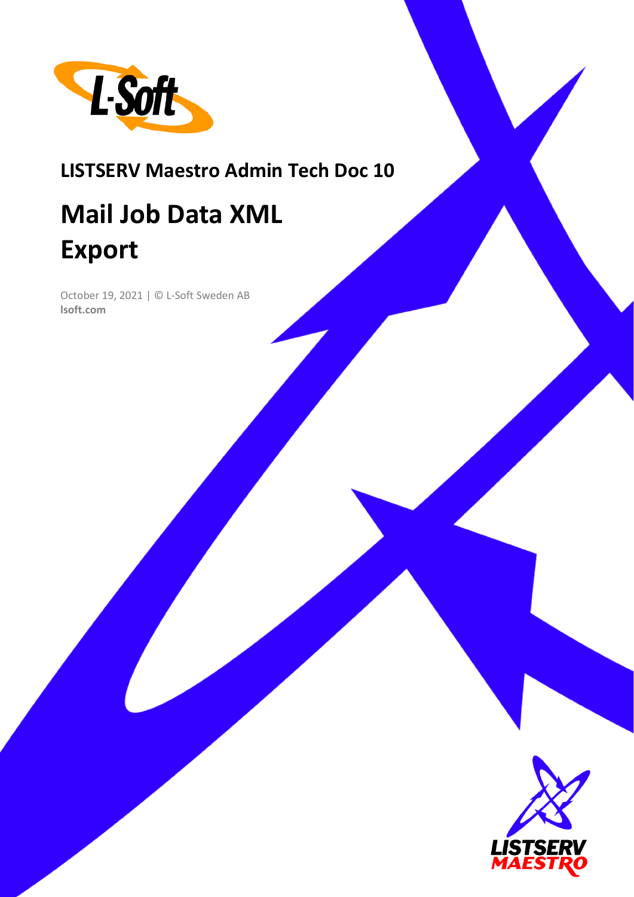**LISTSERV Maestro Admin Tech Doc 10**

# Mail Job Data XML Export

October 19, 2021 | © L-Soft Sweden AB
**lsoft.com**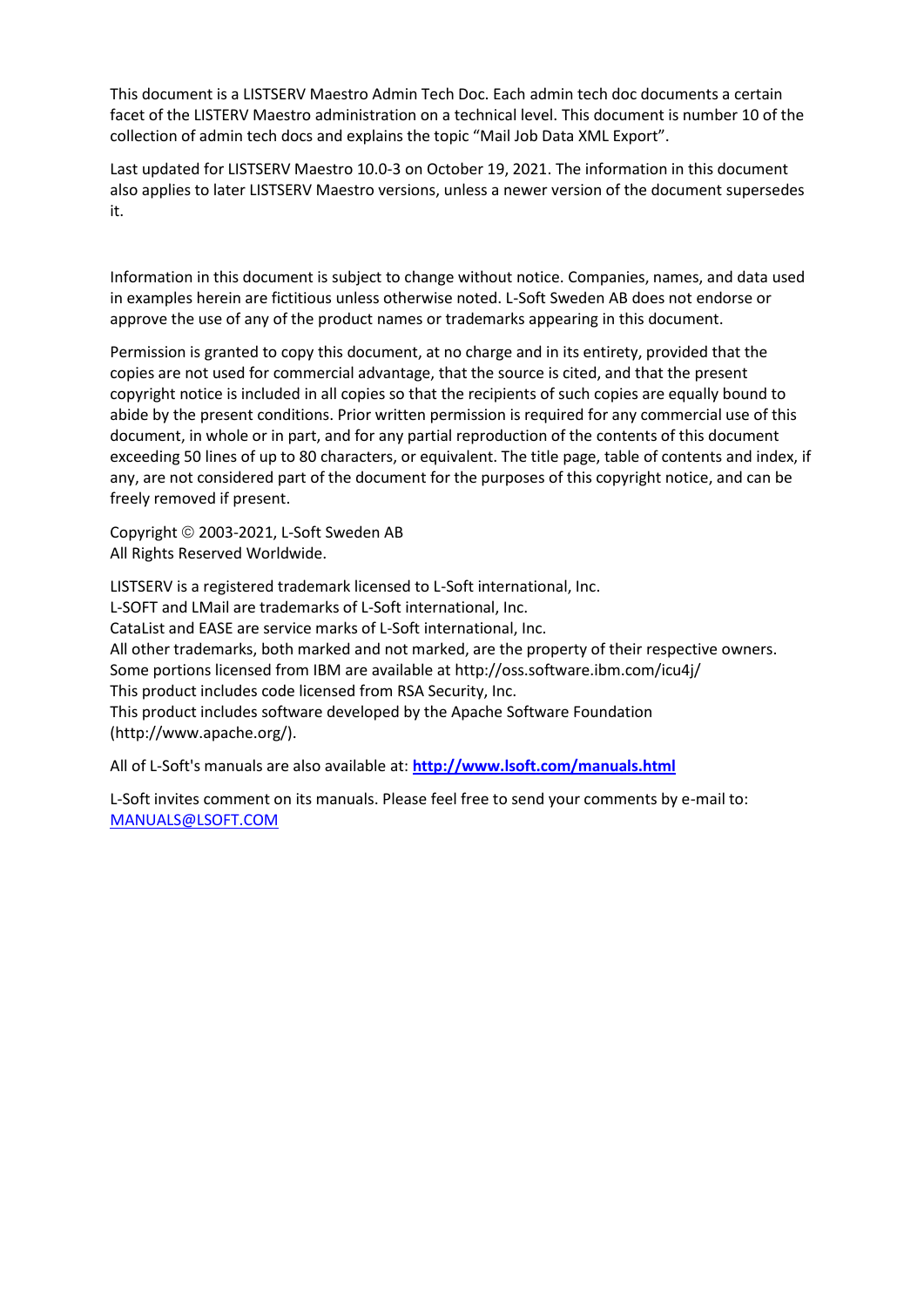This document is a LISTSERV Maestro Admin Tech Doc. Each admin tech doc documents a certain facet of the LISTERV Maestro administration on a technical level. This document is number 10 of the collection of admin tech docs and explains the topic "Mail Job Data XML Export".

Last updated for LISTSERV Maestro 10.0-3 on October 19, 2021. The information in this document also applies to later LISTSERV Maestro versions, unless a newer version of the document supersedes it.

Information in this document is subject to change without notice. Companies, names, and data used in examples herein are fictitious unless otherwise noted. L-Soft Sweden AB does not endorse or approve the use of any of the product names or trademarks appearing in this document.

Permission is granted to copy this document, at no charge and in its entirety, provided that the copies are not used for commercial advantage, that the source is cited, and that the present copyright notice is included in all copies so that the recipients of such copies are equally bound to abide by the present conditions. Prior written permission is required for any commercial use of this document, in whole or in part, and for any partial reproduction of the contents of this document exceeding 50 lines of up to 80 characters, or equivalent. The title page, table of contents and index, if any, are not considered part of the document for the purposes of this copyright notice, and can be freely removed if present.

Copyright © 2003-2021, L-Soft Sweden AB
All Rights Reserved Worldwide.

LISTSERV is a registered trademark licensed to L-Soft international, Inc.
L-SOFT and LMail are trademarks of L-Soft international, Inc.
CataList and EASE are service marks of L-Soft international, Inc.
All other trademarks, both marked and not marked, are the property of their respective owners.
Some portions licensed from IBM are available at http://oss.software.ibm.com/icu4j/
This product includes code licensed from RSA Security, Inc.
This product includes software developed by the Apache Software Foundation (http://www.apache.org/).

All of L-Soft's manuals are also available at: **http://www.lsoft.com/manuals.html**

L-Soft invites comment on its manuals. Please feel free to send your comments by e-mail to: MANUALS@LSOFT.COM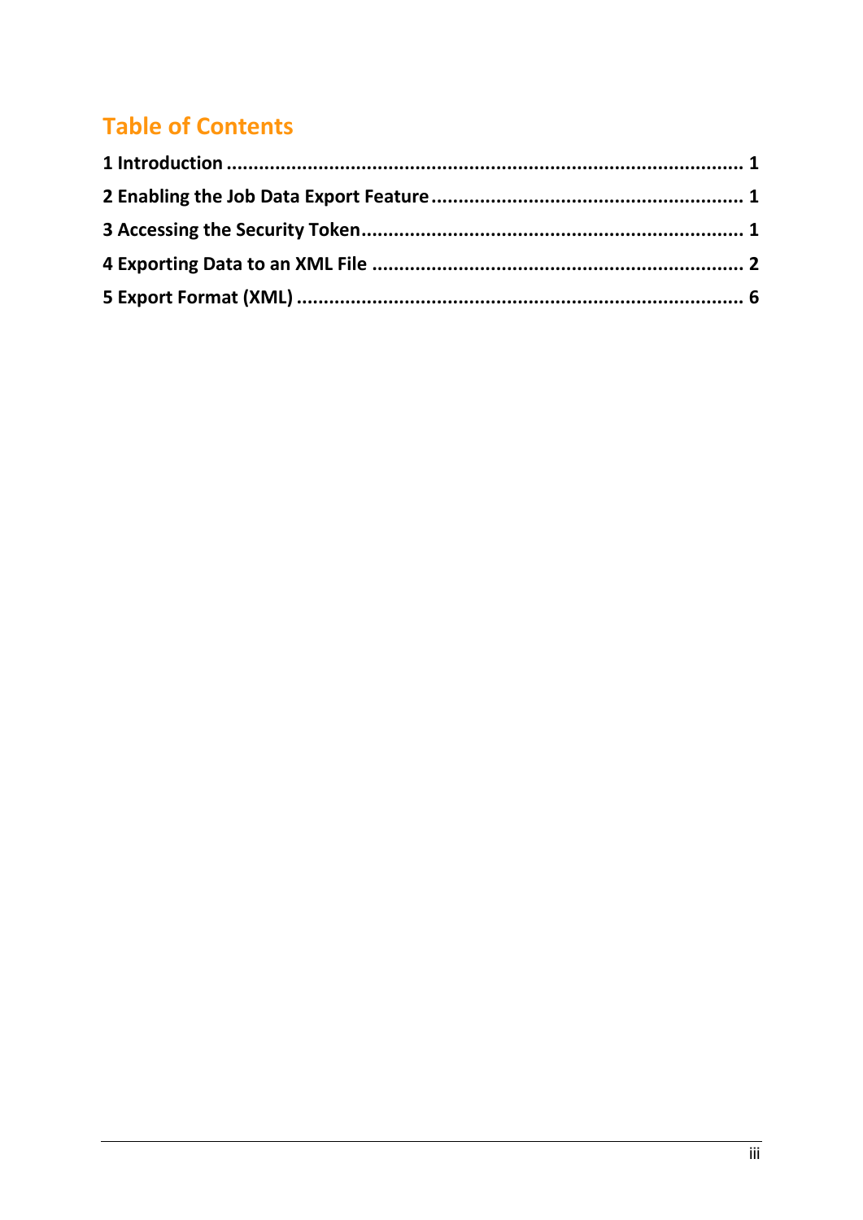# Table of Contents

**1 Introduction** ........................................................................................ **1**

**2 Enabling the Job Data Export Feature** ................................................. **1**

**3 Accessing the Security Token** .............................................................. **1**

**4 Exporting Data to an XML File** ............................................................ **2**

**5 Export Format (XML)** .......................................................................... **6**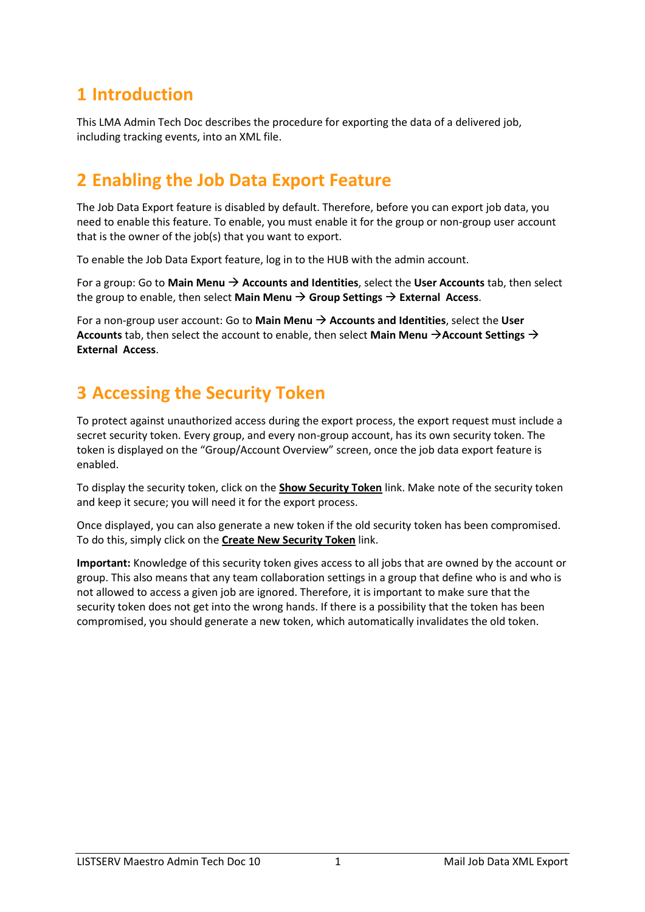# 1 Introduction

This LMA Admin Tech Doc describes the procedure for exporting the data of a delivered job, including tracking events, into an XML file.

# 2 Enabling the Job Data Export Feature

The Job Data Export feature is disabled by default. Therefore, before you can export job data, you need to enable this feature. To enable, you must enable it for the group or non-group user account that is the owner of the job(s) that you want to export.

To enable the Job Data Export feature, log in to the HUB with the admin account.

For a group: Go to **Main Menu** → **Accounts and Identities**, select the **User Accounts** tab, then select the group to enable, then select **Main Menu** → **Group Settings** → **External Access**.

For a non-group user account: Go to **Main Menu** → **Accounts and Identities**, select the **User Accounts** tab, then select the account to enable, then select **Main Menu** →**Account Settings** → **External Access**.

# 3 Accessing the Security Token

To protect against unauthorized access during the export process, the export request must include a secret security token. Every group, and every non-group account, has its own security token. The token is displayed on the "Group/Account Overview" screen, once the job data export feature is enabled.

To display the security token, click on the **Show Security Token** link. Make note of the security token and keep it secure; you will need it for the export process.

Once displayed, you can also generate a new token if the old security token has been compromised. To do this, simply click on the **Create New Security Token** link.

**Important:** Knowledge of this security token gives access to all jobs that are owned by the account or group. This also means that any team collaboration settings in a group that define who is and who is not allowed to access a given job are ignored. Therefore, it is important to make sure that the security token does not get into the wrong hands. If there is a possibility that the token has been compromised, you should generate a new token, which automatically invalidates the old token.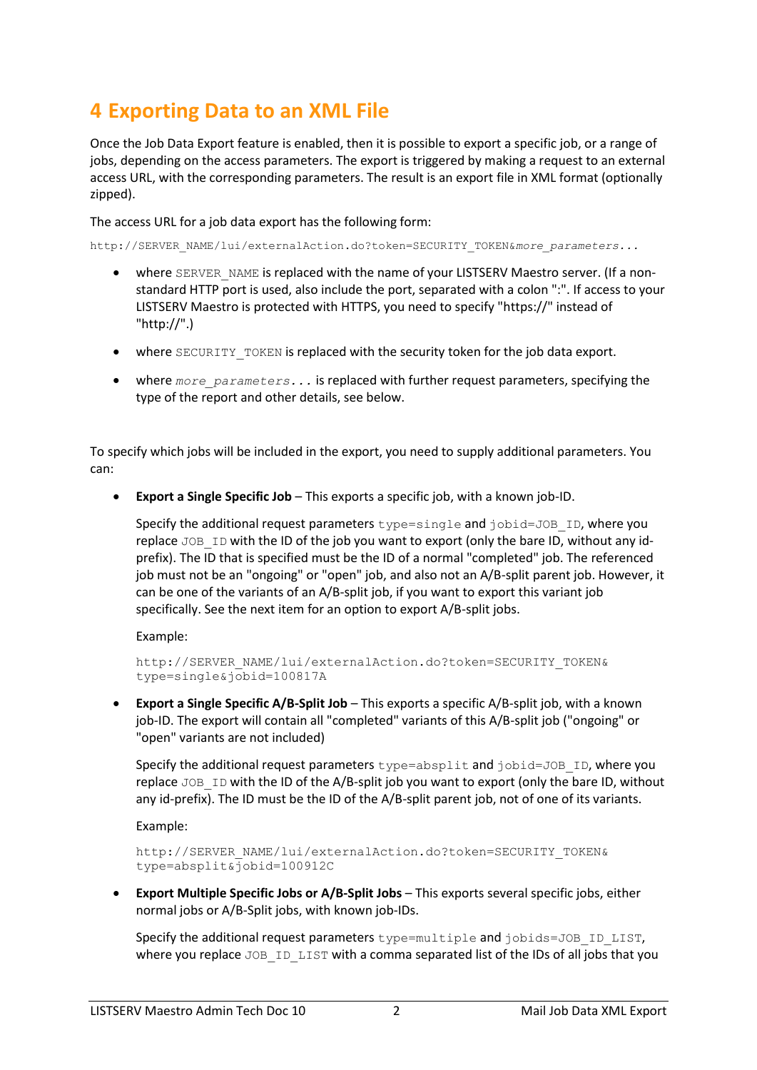# 4 Exporting Data to an XML File

Once the Job Data Export feature is enabled, then it is possible to export a specific job, or a range of jobs, depending on the access parameters. The export is triggered by making a request to an external access URL, with the corresponding parameters. The result is an export file in XML format (optionally zipped).

The access URL for a job data export has the following form:

`http://SERVER_NAME/lui/externalAction.do?token=SECURITY_TOKEN&more_parameters...`

- where `SERVER_NAME` is replaced with the name of your LISTSERV Maestro server. (If a non-standard HTTP port is used, also include the port, separated with a colon ":". If access to your LISTSERV Maestro is protected with HTTPS, you need to specify "https://" instead of "http://".)

- where `SECURITY_TOKEN` is replaced with the security token for the job data export.

- where *`more_parameters...`* is replaced with further request parameters, specifying the type of the report and other details, see below.

To specify which jobs will be included in the export, you need to supply additional parameters. You can:

- **Export a Single Specific Job** – This exports a specific job, with a known job-ID.

  Specify the additional request parameters `type=single` and `jobid=JOB_ID`, where you replace `JOB_ID` with the ID of the job you want to export (only the bare ID, without any id-prefix). The ID that is specified must be the ID of a normal "completed" job. The referenced job must not be an "ongoing" or "open" job, and also not an A/B-split parent job. However, it can be one of the variants of an A/B-split job, if you want to export this variant job specifically. See the next item for an option to export A/B-split jobs.

  Example:

  ```
  http://SERVER_NAME/lui/externalAction.do?token=SECURITY_TOKEN&
  type=single&jobid=100817A
  ```

- **Export a Single Specific A/B-Split Job** – This exports a specific A/B-split job, with a known job-ID. The export will contain all "completed" variants of this A/B-split job ("ongoing" or "open" variants are not included)

  Specify the additional request parameters `type=absplit` and `jobid=JOB_ID`, where you replace `JOB_ID` with the ID of the A/B-split job you want to export (only the bare ID, without any id-prefix). The ID must be the ID of the A/B-split parent job, not of one of its variants.

  Example:

  ```
  http://SERVER_NAME/lui/externalAction.do?token=SECURITY_TOKEN&
  type=absplit&jobid=100912C
  ```

- **Export Multiple Specific Jobs or A/B-Split Jobs** – This exports several specific jobs, either normal jobs or A/B-Split jobs, with known job-IDs.

  Specify the additional request parameters `type=multiple` and `jobids=JOB_ID_LIST`, where you replace `JOB_ID_LIST` with a comma separated list of the IDs of all jobs that you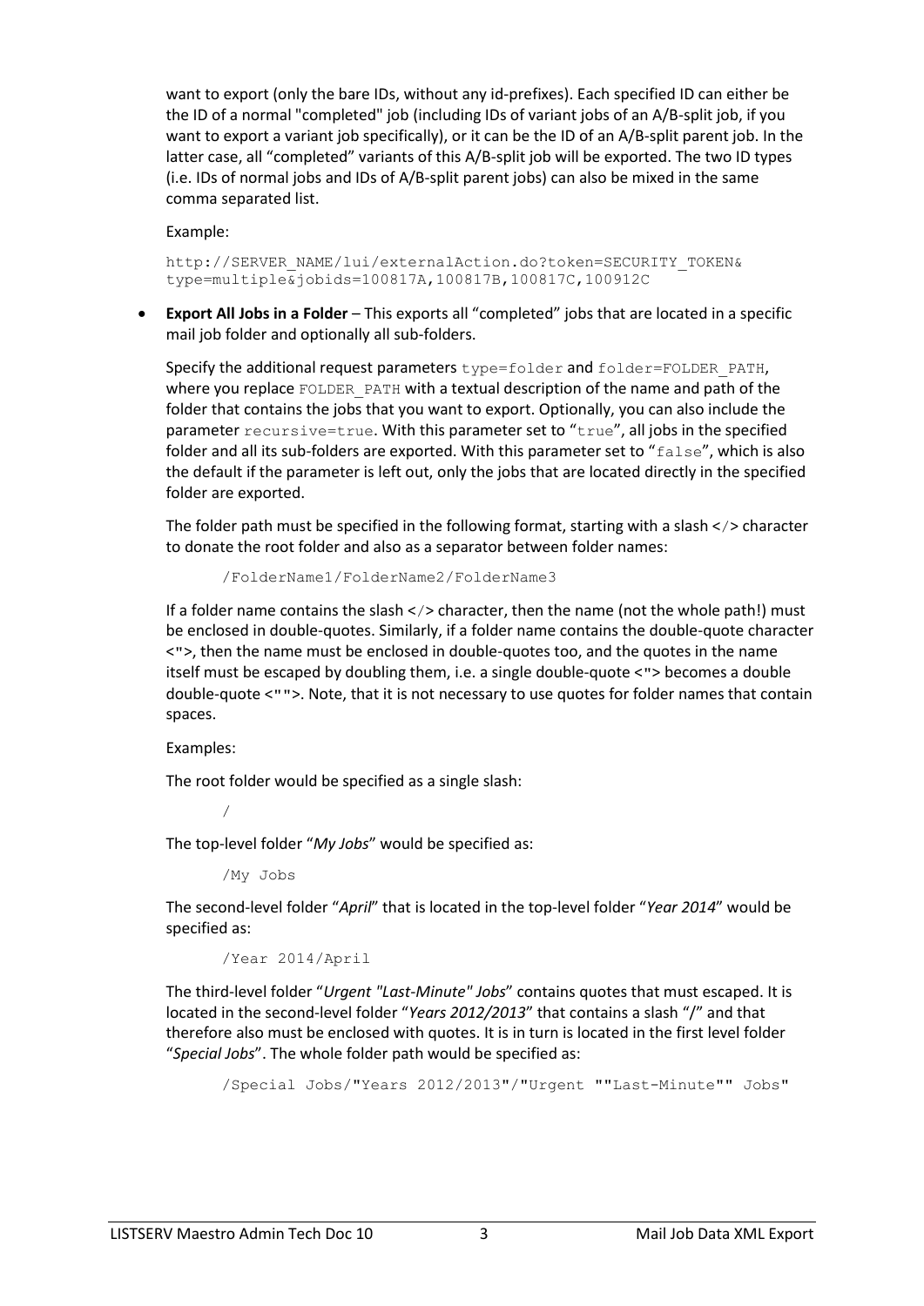want to export (only the bare IDs, without any id-prefixes). Each specified ID can either be the ID of a normal "completed" job (including IDs of variant jobs of an A/B-split job, if you want to export a variant job specifically), or it can be the ID of an A/B-split parent job. In the latter case, all "completed" variants of this A/B-split job will be exported. The two ID types (i.e. IDs of normal jobs and IDs of A/B-split parent jobs) can also be mixed in the same comma separated list.

Example:

```
http://SERVER_NAME/lui/externalAction.do?token=SECURITY_TOKEN&
type=multiple&jobids=100817A,100817B,100817C,100912C
```

- **Export All Jobs in a Folder** – This exports all "completed" jobs that are located in a specific mail job folder and optionally all sub-folders.

  Specify the additional request parameters `type=folder` and `folder=FOLDER_PATH`, where you replace `FOLDER_PATH` with a textual description of the name and path of the folder that contains the jobs that you want to export. Optionally, you can also include the parameter `recursive=true`. With this parameter set to "`true`", all jobs in the specified folder and all its sub-folders are exported. With this parameter set to "`false`", which is also the default if the parameter is left out, only the jobs that are located directly in the specified folder are exported.

  The folder path must be specified in the following format, starting with a slash </> character to donate the root folder and also as a separator between folder names:

  ```
  /FolderName1/FolderName2/FolderName3
  ```

  If a folder name contains the slash </> character, then the name (not the whole path!) must be enclosed in double-quotes. Similarly, if a folder name contains the double-quote character <">, then the name must be enclosed in double-quotes too, and the quotes in the name itself must be escaped by doubling them, i.e. a single double-quote <"> becomes a double double-quote <"">. Note, that it is not necessary to use quotes for folder names that contain spaces.

  Examples:

  The root folder would be specified as a single slash:

  ```
  /
  ```

  The top-level folder "*My Jobs*" would be specified as:

  ```
  /My Jobs
  ```

  The second-level folder "*April*" that is located in the top-level folder "*Year 2014*" would be specified as:

  ```
  /Year 2014/April
  ```

  The third-level folder "*Urgent "Last-Minute" Jobs*" contains quotes that must escaped. It is located in the second-level folder "*Years 2012/2013*" that contains a slash "/" and that therefore also must be enclosed with quotes. It is in turn is located in the first level folder "*Special Jobs*". The whole folder path would be specified as:

  ```
  /Special Jobs/"Years 2012/2013"/"Urgent ""Last-Minute"" Jobs"
  ```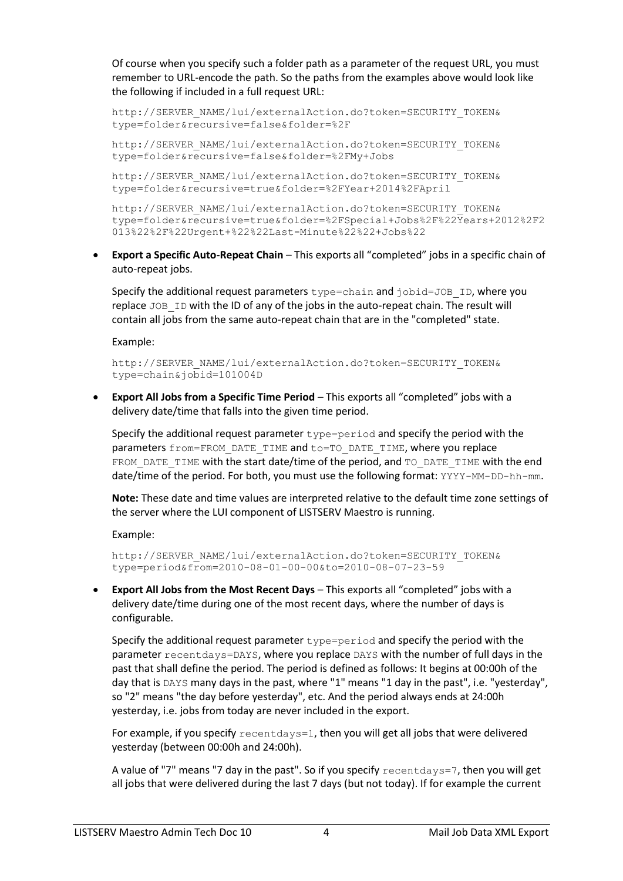Of course when you specify such a folder path as a parameter of the request URL, you must remember to URL-encode the path. So the paths from the examples above would look like the following if included in a full request URL:

```
http://SERVER_NAME/lui/externalAction.do?token=SECURITY_TOKEN&
type=folder&recursive=false&folder=%2F
```

```
http://SERVER_NAME/lui/externalAction.do?token=SECURITY_TOKEN&
type=folder&recursive=false&folder=%2FMy+Jobs
```

```
http://SERVER_NAME/lui/externalAction.do?token=SECURITY_TOKEN&
type=folder&recursive=true&folder=%2FYear+2014%2FApril
```

```
http://SERVER_NAME/lui/externalAction.do?token=SECURITY_TOKEN&
type=folder&recursive=true&folder=%2FSpecial+Jobs%2F%22Years+2012%2F2
013%22%2F%22Urgent+%22%22Last-Minute%22%22+Jobs%22
```

- **Export a Specific Auto-Repeat Chain** – This exports all "completed" jobs in a specific chain of auto-repeat jobs.

  Specify the additional request parameters `type=chain` and `jobid=JOB_ID`, where you replace `JOB_ID` with the ID of any of the jobs in the auto-repeat chain. The result will contain all jobs from the same auto-repeat chain that are in the "completed" state.

  Example:

  ```
  http://SERVER_NAME/lui/externalAction.do?token=SECURITY_TOKEN&
  type=chain&jobid=101004D
  ```

- **Export All Jobs from a Specific Time Period** – This exports all "completed" jobs with a delivery date/time that falls into the given time period.

  Specify the additional request parameter `type=period` and specify the period with the parameters `from=FROM_DATE_TIME` and `to=TO_DATE_TIME`, where you replace `FROM_DATE_TIME` with the start date/time of the period, and `TO_DATE_TIME` with the end date/time of the period. For both, you must use the following format: `YYYY-MM-DD-hh-mm`.

  **Note:** These date and time values are interpreted relative to the default time zone settings of the server where the LUI component of LISTSERV Maestro is running.

  Example:

  ```
  http://SERVER_NAME/lui/externalAction.do?token=SECURITY_TOKEN&
  type=period&from=2010-08-01-00-00&to=2010-08-07-23-59
  ```

- **Export All Jobs from the Most Recent Days** – This exports all "completed" jobs with a delivery date/time during one of the most recent days, where the number of days is configurable.

  Specify the additional request parameter `type=period` and specify the period with the parameter `recentdays=DAYS`, where you replace `DAYS` with the number of full days in the past that shall define the period. The period is defined as follows: It begins at 00:00h of the day that is `DAYS` many days in the past, where "1" means "1 day in the past", i.e. "yesterday", so "2" means "the day before yesterday", etc. And the period always ends at 24:00h yesterday, i.e. jobs from today are never included in the export.

  For example, if you specify `recentdays=1`, then you will get all jobs that were delivered yesterday (between 00:00h and 24:00h).

  A value of "7" means "7 day in the past". So if you specify `recentdays=7`, then you will get all jobs that were delivered during the last 7 days (but not today). If for example the current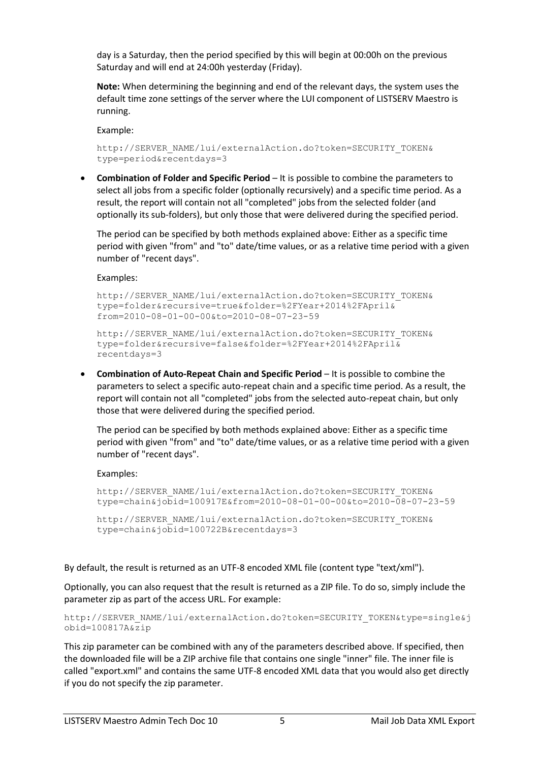day is a Saturday, then the period specified by this will begin at 00:00h on the previous Saturday and will end at 24:00h yesterday (Friday).

**Note:** When determining the beginning and end of the relevant days, the system uses the default time zone settings of the server where the LUI component of LISTSERV Maestro is running.

Example:

```
http://SERVER_NAME/lui/externalAction.do?token=SECURITY_TOKEN&
type=period&recentdays=3
```

- **Combination of Folder and Specific Period** – It is possible to combine the parameters to select all jobs from a specific folder (optionally recursively) and a specific time period. As a result, the report will contain not all "completed" jobs from the selected folder (and optionally its sub-folders), but only those that were delivered during the specified period.

  The period can be specified by both methods explained above: Either as a specific time period with given "from" and "to" date/time values, or as a relative time period with a given number of "recent days".

  Examples:

  ```
  http://SERVER_NAME/lui/externalAction.do?token=SECURITY_TOKEN&
  type=folder&recursive=true&folder=%2FYear+2014%2FApril&
  from=2010-08-01-00-00&to=2010-08-07-23-59
  ```

  ```
  http://SERVER_NAME/lui/externalAction.do?token=SECURITY_TOKEN&
  type=folder&recursive=false&folder=%2FYear+2014%2FApril&
  recentdays=3
  ```

- **Combination of Auto-Repeat Chain and Specific Period** – It is possible to combine the parameters to select a specific auto-repeat chain and a specific time period. As a result, the report will contain not all "completed" jobs from the selected auto-repeat chain, but only those that were delivered during the specified period.

  The period can be specified by both methods explained above: Either as a specific time period with given "from" and "to" date/time values, or as a relative time period with a given number of "recent days".

  Examples:

  ```
  http://SERVER_NAME/lui/externalAction.do?token=SECURITY_TOKEN&
  type=chain&jobid=100917E&from=2010-08-01-00-00&to=2010-08-07-23-59
  ```

  ```
  http://SERVER_NAME/lui/externalAction.do?token=SECURITY_TOKEN&
  type=chain&jobid=100722B&recentdays=3
  ```

By default, the result is returned as an UTF-8 encoded XML file (content type "text/xml").

Optionally, you can also request that the result is returned as a ZIP file. To do so, simply include the parameter zip as part of the access URL. For example:

```
http://SERVER_NAME/lui/externalAction.do?token=SECURITY_TOKEN&type=single&j
obid=100817A&zip
```

This zip parameter can be combined with any of the parameters described above. If specified, then the downloaded file will be a ZIP archive file that contains one single "inner" file. The inner file is called "export.xml" and contains the same UTF-8 encoded XML data that you would also get directly if you do not specify the zip parameter.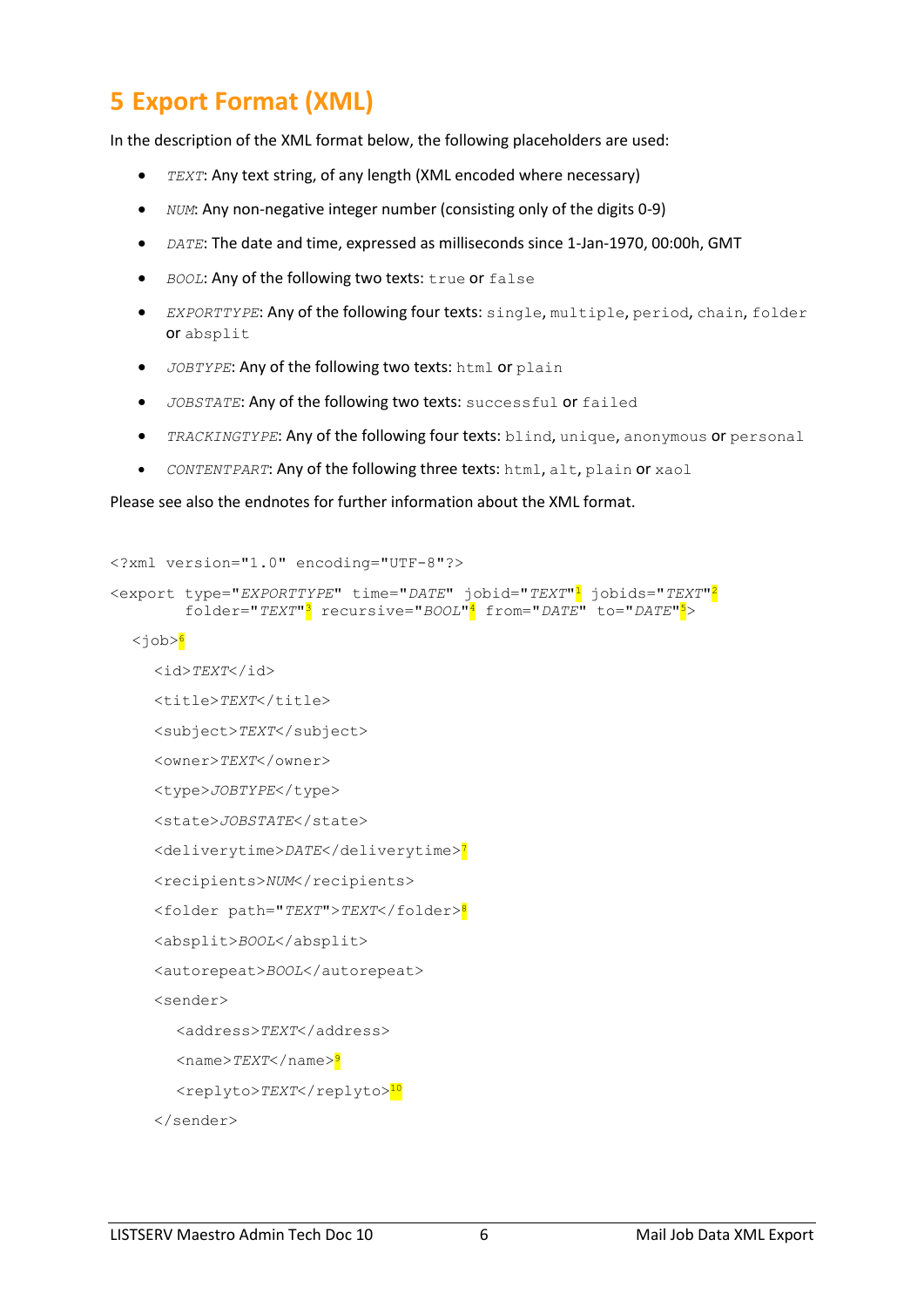# 5 Export Format (XML)

In the description of the XML format below, the following placeholders are used:

- *TEXT*: Any text string, of any length (XML encoded where necessary)
- *NUM*: Any non-negative integer number (consisting only of the digits 0-9)
- *DATE*: The date and time, expressed as milliseconds since 1-Jan-1970, 00:00h, GMT
- *BOOL*: Any of the following two texts: `true` or `false`
- *EXPORTTYPE*: Any of the following four texts: `single`, `multiple`, `period`, `chain`, `folder` or `absplit`
- *JOBTYPE*: Any of the following two texts: `html` or `plain`
- *JOBSTATE*: Any of the following two texts: `successful` or `failed`
- *TRACKINGTYPE*: Any of the following four texts: `blind`, `unique`, `anonymous` or `personal`
- *CONTENTPART*: Any of the following three texts: `html`, `alt`, `plain` or `xaol`

Please see also the endnotes for further information about the XML format.

```
<?xml version="1.0" encoding="UTF-8"?>
<export type="EXPORTTYPE" time="DATE" jobid="TEXT"[1] jobids="TEXT"[2]
        folder="TEXT"[3] recursive="BOOL"[4] from="DATE" to="DATE"[5]>
  <job>[6]
    <id>TEXT</id>
    <title>TEXT</title>
    <subject>TEXT</subject>
    <owner>TEXT</owner>
    <type>JOBTYPE</type>
    <state>JOBSTATE</state>
    <deliverytime>DATE</deliverytime>[7]
    <recipients>NUM</recipients>
    <folder path="TEXT">TEXT</folder>[8]
    <absplit>BOOL</absplit>
    <autorepeat>BOOL</autorepeat>
    <sender>
      <address>TEXT</address>
      <name>TEXT</name>[9]
      <replyto>TEXT</replyto>[10]
    </sender>
```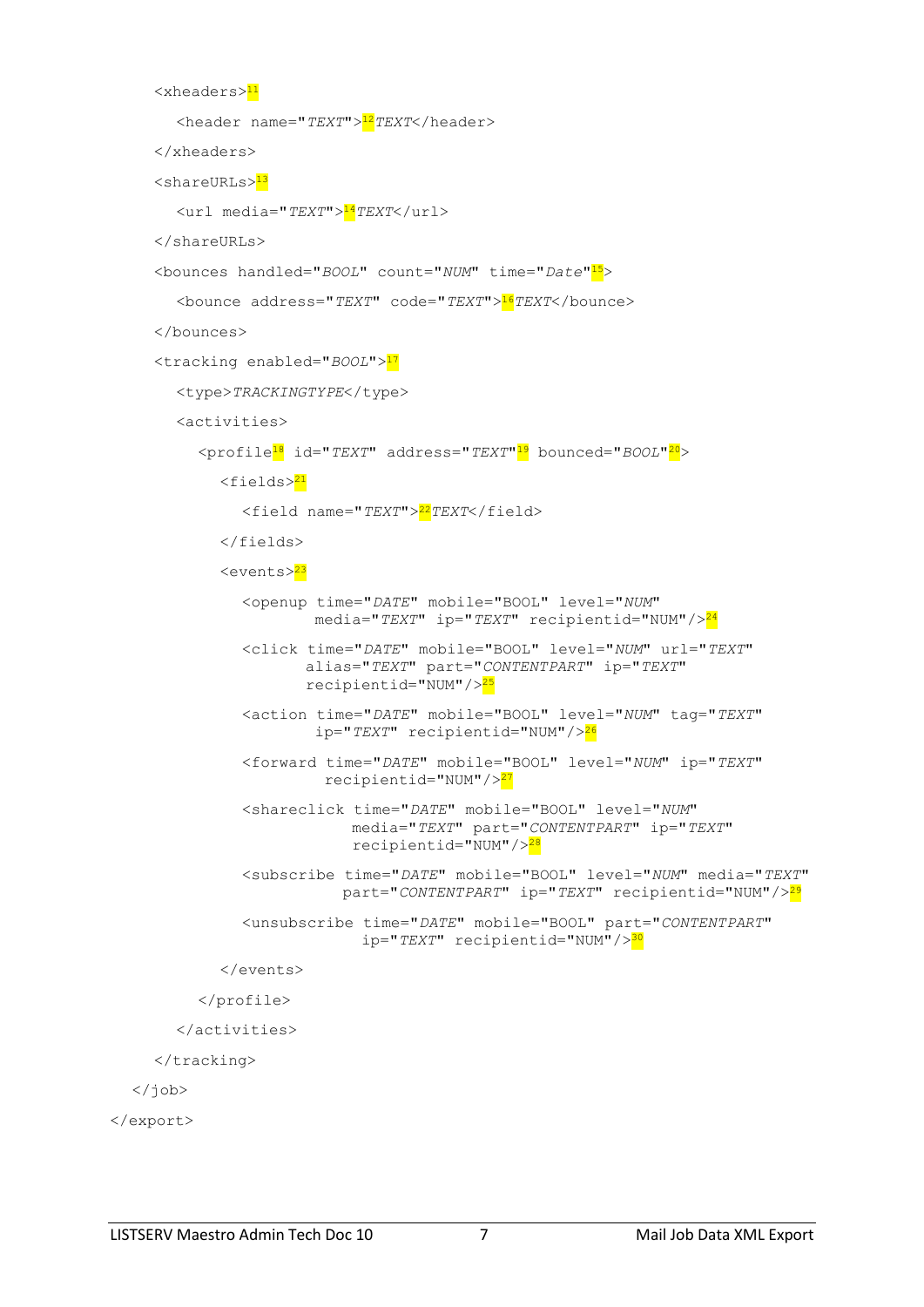```
    <xheaders>[11]
      <header name="TEXT">[12]TEXT</header>
    </xheaders>
    <shareURLs>[13]
      <url media="TEXT">[14]TEXT</url>
    </shareURLs>
    <bounces handled="BOOL" count="NUM" time="Date"[15]>
      <bounce address="TEXT" code="TEXT">[16]TEXT</bounce>
    </bounces>
    <tracking enabled="BOOL">[17]
      <type>TRACKINGTYPE</type>
      <activities>
        <profile[18] id="TEXT" address="TEXT"[19] bounced="BOOL"[20]>
          <fields>[21]
            <field name="TEXT">[22]TEXT</field>
          </fields>
          <events>[23]
            <openup time="DATE" mobile="BOOL" level="NUM"
                    media="TEXT" ip="TEXT" recipientid="NUM"/>[24]
            <click time="DATE" mobile="BOOL" level="NUM" url="TEXT"
                   alias="TEXT" part="CONTENTPART" ip="TEXT"
                   recipientid="NUM"/>[25]
            <action time="DATE" mobile="BOOL" level="NUM" tag="TEXT"
                    ip="TEXT" recipientid="NUM"/>[26]
            <forward time="DATE" mobile="BOOL" level="NUM" ip="TEXT"
                     recipientid="NUM"/>[27]
            <shareclick time="DATE" mobile="BOOL" level="NUM"
                        media="TEXT" part="CONTENTPART" ip="TEXT"
                        recipientid="NUM"/>[28]
            <subscribe time="DATE" mobile="BOOL" level="NUM" media="TEXT"
                       part="CONTENTPART" ip="TEXT" recipientid="NUM"/>[29]
            <unsubscribe time="DATE" mobile="BOOL" part="CONTENTPART"
                         ip="TEXT" recipientid="NUM"/>[30]
          </events>
        </profile>
      </activities>
    </tracking>
  </job>
</export>
```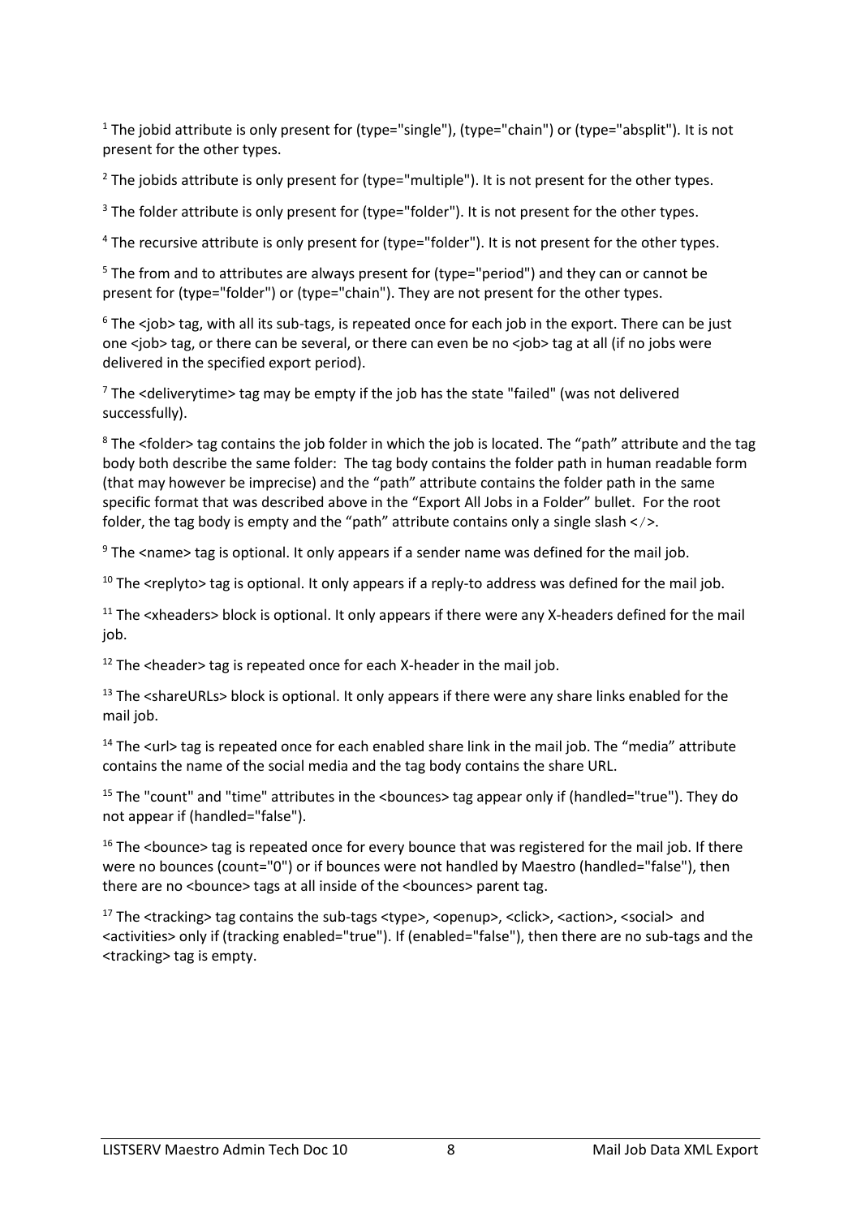[1] The jobid attribute is only present for (type="single"), (type="chain") or (type="absplit"). It is not present for the other types.

[2] The jobids attribute is only present for (type="multiple"). It is not present for the other types.

[3] The folder attribute is only present for (type="folder"). It is not present for the other types.

[4] The recursive attribute is only present for (type="folder"). It is not present for the other types.

[5] The from and to attributes are always present for (type="period") and they can or cannot be present for (type="folder") or (type="chain"). They are not present for the other types.

[6] The <job> tag, with all its sub-tags, is repeated once for each job in the export. There can be just one <job> tag, or there can be several, or there can even be no <job> tag at all (if no jobs were delivered in the specified export period).

[7] The <deliverytime> tag may be empty if the job has the state "failed" (was not delivered successfully).

[8] The <folder> tag contains the job folder in which the job is located. The "path" attribute and the tag body both describe the same folder: The tag body contains the folder path in human readable form (that may however be imprecise) and the "path" attribute contains the folder path in the same specific format that was described above in the "Export All Jobs in a Folder" bullet. For the root folder, the tag body is empty and the "path" attribute contains only a single slash </>.

[9] The <name> tag is optional. It only appears if a sender name was defined for the mail job.

[10] The <replyto> tag is optional. It only appears if a reply-to address was defined for the mail job.

[11] The <xheaders> block is optional. It only appears if there were any X-headers defined for the mail job.

[12] The <header> tag is repeated once for each X-header in the mail job.

[13] The <shareURLs> block is optional. It only appears if there were any share links enabled for the mail job.

[14] The <url> tag is repeated once for each enabled share link in the mail job. The "media" attribute contains the name of the social media and the tag body contains the share URL.

[15] The "count" and "time" attributes in the <bounces> tag appear only if (handled="true"). They do not appear if (handled="false").

[16] The <bounce> tag is repeated once for every bounce that was registered for the mail job. If there were no bounces (count="0") or if bounces were not handled by Maestro (handled="false"), then there are no <bounce> tags at all inside of the <bounces> parent tag.

[17] The <tracking> tag contains the sub-tags <type>, <openup>, <click>, <action>, <social> and <activities> only if (tracking enabled="true"). If (enabled="false"), then there are no sub-tags and the <tracking> tag is empty.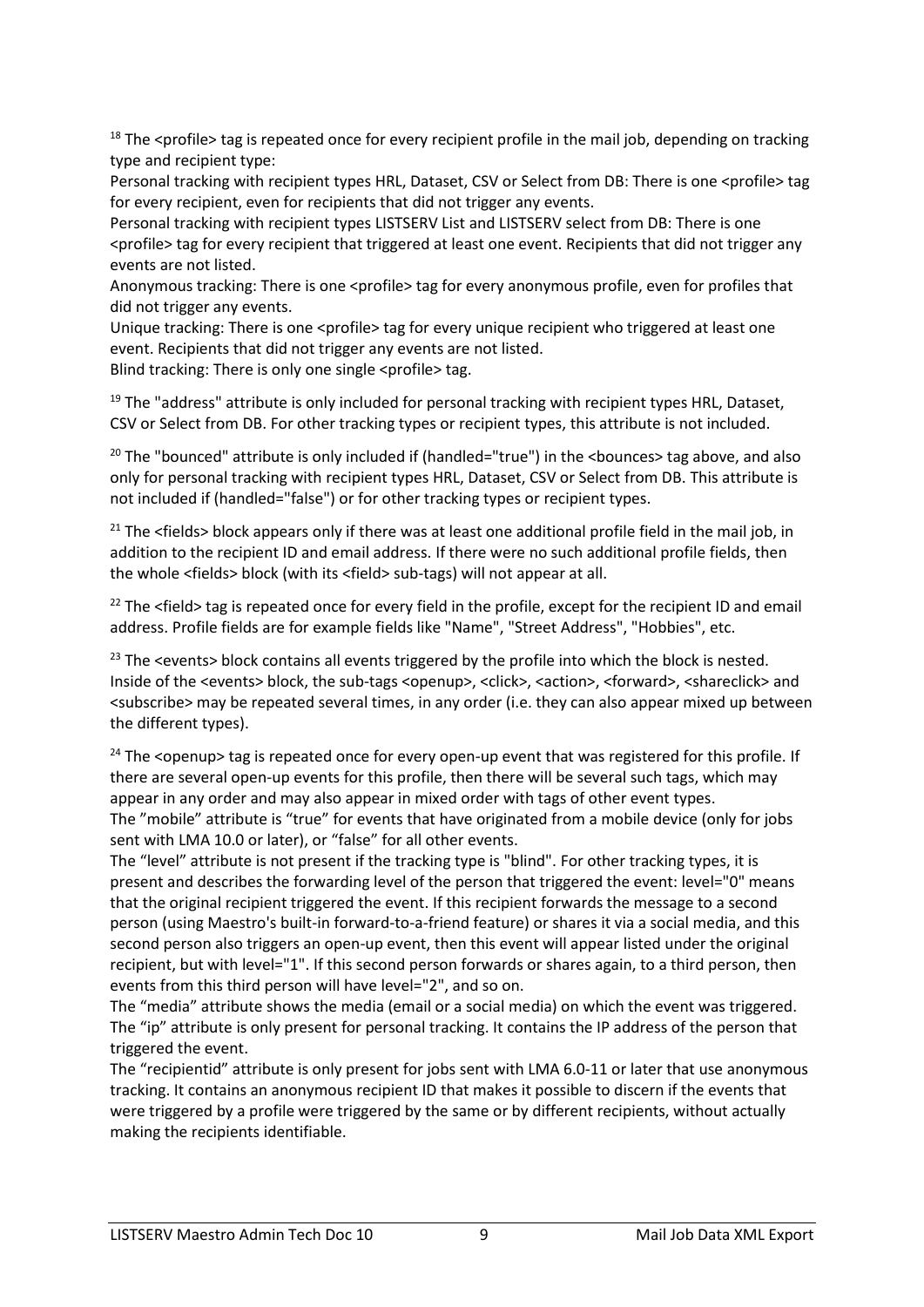[18] The <profile> tag is repeated once for every recipient profile in the mail job, depending on tracking type and recipient type:
Personal tracking with recipient types HRL, Dataset, CSV or Select from DB: There is one <profile> tag for every recipient, even for recipients that did not trigger any events.
Personal tracking with recipient types LISTSERV List and LISTSERV select from DB: There is one <profile> tag for every recipient that triggered at least one event. Recipients that did not trigger any events are not listed.
Anonymous tracking: There is one <profile> tag for every anonymous profile, even for profiles that did not trigger any events.
Unique tracking: There is one <profile> tag for every unique recipient who triggered at least one event. Recipients that did not trigger any events are not listed.
Blind tracking: There is only one single <profile> tag.

[19] The "address" attribute is only included for personal tracking with recipient types HRL, Dataset, CSV or Select from DB. For other tracking types or recipient types, this attribute is not included.

[20] The "bounced" attribute is only included if (handled="true") in the <bounces> tag above, and also only for personal tracking with recipient types HRL, Dataset, CSV or Select from DB. This attribute is not included if (handled="false") or for other tracking types or recipient types.

[21] The <fields> block appears only if there was at least one additional profile field in the mail job, in addition to the recipient ID and email address. If there were no such additional profile fields, then the whole <fields> block (with its <field> sub-tags) will not appear at all.

[22] The <field> tag is repeated once for every field in the profile, except for the recipient ID and email address. Profile fields are for example fields like "Name", "Street Address", "Hobbies", etc.

[23] The <events> block contains all events triggered by the profile into which the block is nested. Inside of the <events> block, the sub-tags <openup>, <click>, <action>, <forward>, <shareclick> and <subscribe> may be repeated several times, in any order (i.e. they can also appear mixed up between the different types).

[24] The <openup> tag is repeated once for every open-up event that was registered for this profile. If there are several open-up events for this profile, then there will be several such tags, which may appear in any order and may also appear in mixed order with tags of other event types.
The "mobile" attribute is "true" for events that have originated from a mobile device (only for jobs sent with LMA 10.0 or later), or "false" for all other events.
The "level" attribute is not present if the tracking type is "blind". For other tracking types, it is present and describes the forwarding level of the person that triggered the event: level="0" means that the original recipient triggered the event. If this recipient forwards the message to a second person (using Maestro's built-in forward-to-a-friend feature) or shares it via a social media, and this second person also triggers an open-up event, then this event will appear listed under the original recipient, but with level="1". If this second person forwards or shares again, to a third person, then events from this third person will have level="2", and so on.
The "media" attribute shows the media (email or a social media) on which the event was triggered.
The "ip" attribute is only present for personal tracking. It contains the IP address of the person that triggered the event.
The "recipientid" attribute is only present for jobs sent with LMA 6.0-11 or later that use anonymous tracking. It contains an anonymous recipient ID that makes it possible to discern if the events that were triggered by a profile were triggered by the same or by different recipients, without actually making the recipients identifiable.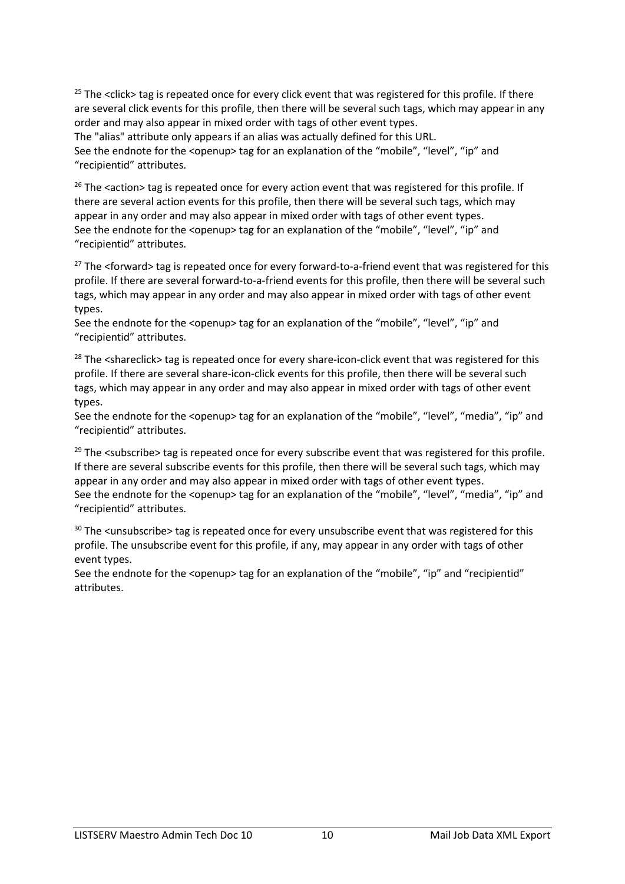[25] The <click> tag is repeated once for every click event that was registered for this profile. If there are several click events for this profile, then there will be several such tags, which may appear in any order and may also appear in mixed order with tags of other event types.
The "alias" attribute only appears if an alias was actually defined for this URL.
See the endnote for the <openup> tag for an explanation of the “mobile”, “level”, “ip” and “recipientid” attributes.

[26] The <action> tag is repeated once for every action event that was registered for this profile. If there are several action events for this profile, then there will be several such tags, which may appear in any order and may also appear in mixed order with tags of other event types.
See the endnote for the <openup> tag for an explanation of the “mobile”, “level”, “ip” and “recipientid” attributes.

[27] The <forward> tag is repeated once for every forward-to-a-friend event that was registered for this profile. If there are several forward-to-a-friend events for this profile, then there will be several such tags, which may appear in any order and may also appear in mixed order with tags of other event types.
See the endnote for the <openup> tag for an explanation of the “mobile”, “level”, “ip” and “recipientid” attributes.

[28] The <shareclick> tag is repeated once for every share-icon-click event that was registered for this profile. If there are several share-icon-click events for this profile, then there will be several such tags, which may appear in any order and may also appear in mixed order with tags of other event types.
See the endnote for the <openup> tag for an explanation of the “mobile”, “level”, “media”, “ip” and “recipientid” attributes.

[29] The <subscribe> tag is repeated once for every subscribe event that was registered for this profile. If there are several subscribe events for this profile, then there will be several such tags, which may appear in any order and may also appear in mixed order with tags of other event types.
See the endnote for the <openup> tag for an explanation of the “mobile”, “level”, “media”, “ip” and “recipientid” attributes.

[30] The <unsubscribe> tag is repeated once for every unsubscribe event that was registered for this profile. The unsubscribe event for this profile, if any, may appear in any order with tags of other event types.
See the endnote for the <openup> tag for an explanation of the “mobile”, “ip” and “recipientid” attributes.